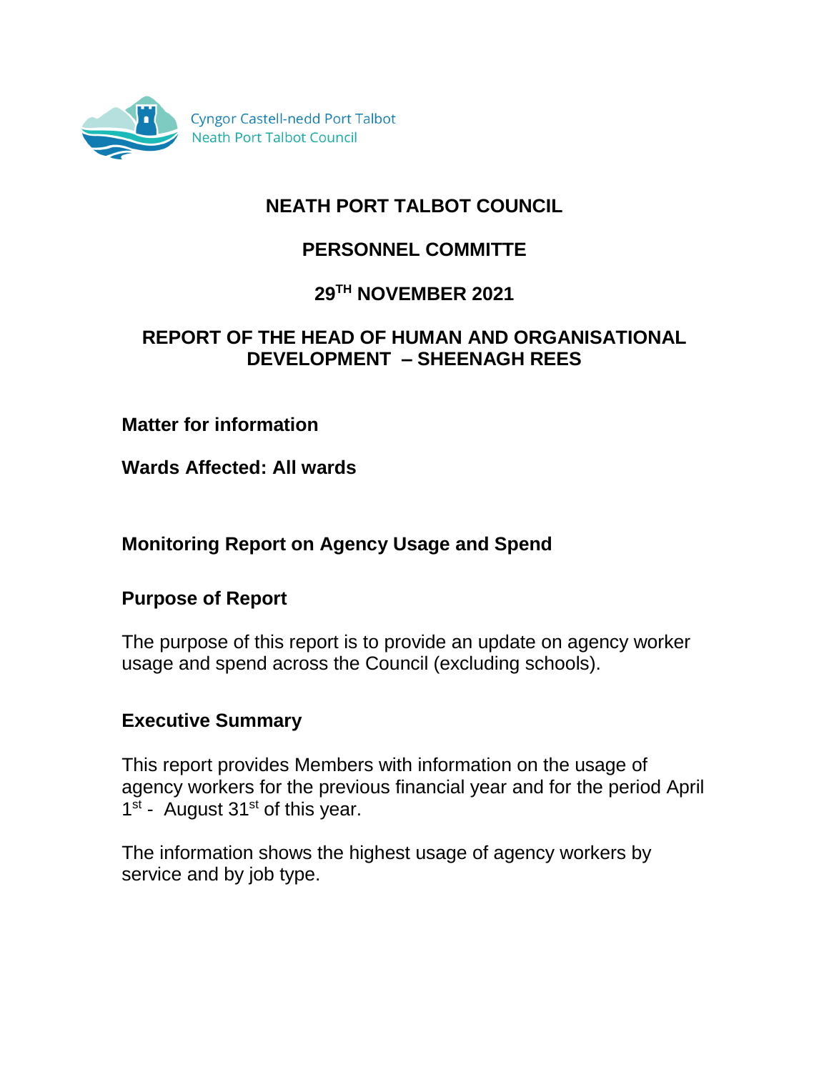Cyngor Castell-nedd Port Talbot
Neath Port Talbot Council

# NEATH PORT TALBOT COUNCIL

## PERSONNEL COMMITTE

## 29TH NOVEMBER 2021

## REPORT OF THE HEAD OF HUMAN AND ORGANISATIONAL DEVELOPMENT – SHEENAGH REES

**Matter for information**

**Wards Affected: All wards**

### Monitoring Report on Agency Usage and Spend

### Purpose of Report

The purpose of this report is to provide an update on agency worker usage and spend across the Council (excluding schools).

### Executive Summary

This report provides Members with information on the usage of agency workers for the previous financial year and for the period April 1st - August 31st of this year.

The information shows the highest usage of agency workers by service and by job type.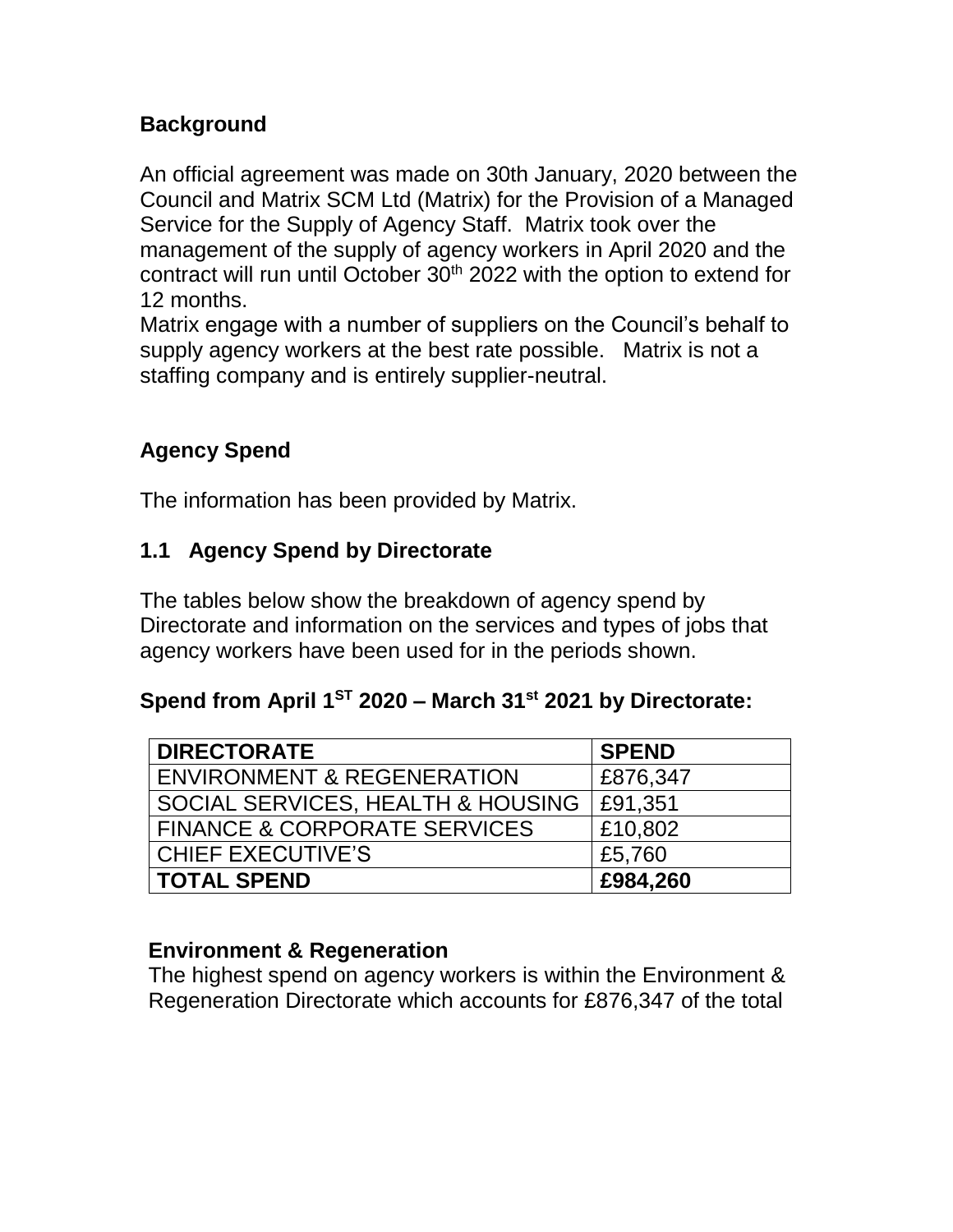## Background

An official agreement was made on 30th January, 2020 between the Council and Matrix SCM Ltd (Matrix) for the Provision of a Managed Service for the Supply of Agency Staff. Matrix took over the management of the supply of agency workers in April 2020 and the contract will run until October 30th 2022 with the option to extend for 12 months.

Matrix engage with a number of suppliers on the Council's behalf to supply agency workers at the best rate possible. Matrix is not a staffing company and is entirely supplier-neutral.

## Agency Spend

The information has been provided by Matrix.

### 1.1 Agency Spend by Directorate

The tables below show the breakdown of agency spend by Directorate and information on the services and types of jobs that agency workers have been used for in the periods shown.

**Spend from April 1ST 2020 – March 31st 2021 by Directorate:**

| DIRECTORATE | SPEND |
|---|---|
| ENVIRONMENT & REGENERATION | £876,347 |
| SOCIAL SERVICES, HEALTH & HOUSING | £91,351 |
| FINANCE & CORPORATE SERVICES | £10,802 |
| CHIEF EXECUTIVE'S | £5,760 |
| **TOTAL SPEND** | **£984,260** |

**Environment & Regeneration**

The highest spend on agency workers is within the Environment & Regeneration Directorate which accounts for £876,347 of the total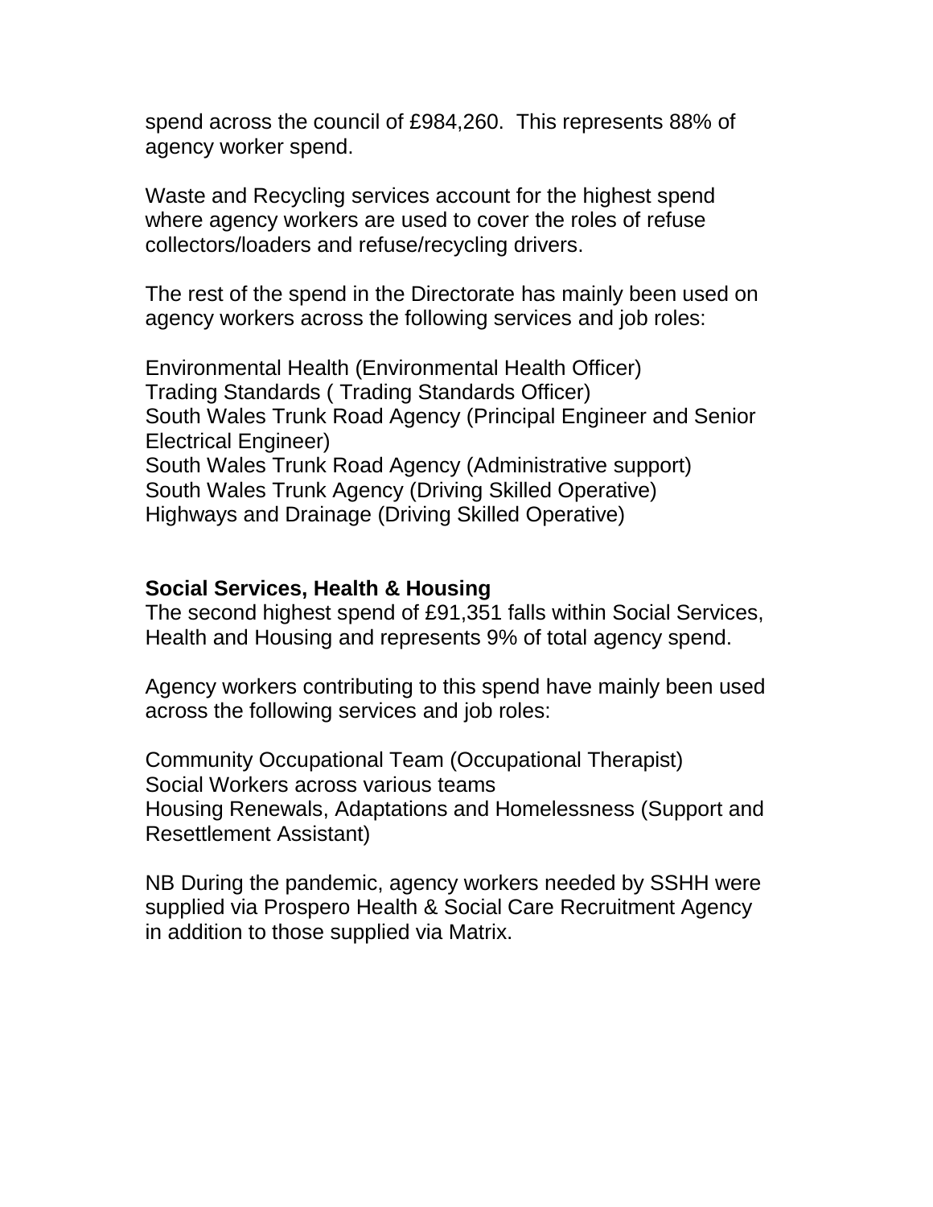spend across the council of £984,260. This represents 88% of agency worker spend.

Waste and Recycling services account for the highest spend where agency workers are used to cover the roles of refuse collectors/loaders and refuse/recycling drivers.

The rest of the spend in the Directorate has mainly been used on agency workers across the following services and job roles:

Environmental Health (Environmental Health Officer)
Trading Standards ( Trading Standards Officer)
South Wales Trunk Road Agency (Principal Engineer and Senior Electrical Engineer)
South Wales Trunk Road Agency (Administrative support)
South Wales Trunk Agency (Driving Skilled Operative)
Highways and Drainage (Driving Skilled Operative)

**Social Services, Health & Housing**
The second highest spend of £91,351 falls within Social Services, Health and Housing and represents 9% of total agency spend.

Agency workers contributing to this spend have mainly been used across the following services and job roles:

Community Occupational Team (Occupational Therapist)
Social Workers across various teams
Housing Renewals, Adaptations and Homelessness (Support and Resettlement Assistant)

NB During the pandemic, agency workers needed by SSHH were supplied via Prospero Health & Social Care Recruitment Agency in addition to those supplied via Matrix.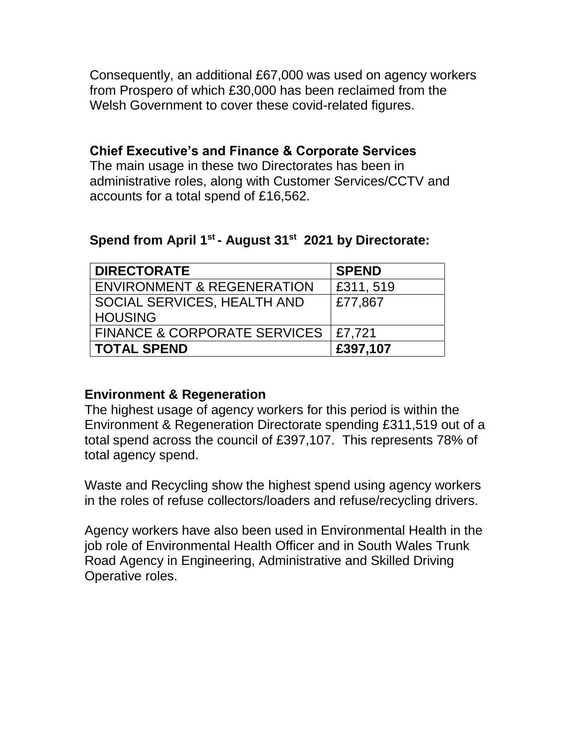Consequently, an additional £67,000 was used on agency workers from Prospero of which £30,000 has been reclaimed from the Welsh Government to cover these covid-related figures.

**Chief Executive's and Finance & Corporate Services**
The main usage in these two Directorates has been in administrative roles, along with Customer Services/CCTV and accounts for a total spend of £16,562.

**Spend from April 1st - August 31st 2021 by Directorate:**

| DIRECTORATE | SPEND |
|---|---|
| ENVIRONMENT & REGENERATION | £311, 519 |
| SOCIAL SERVICES, HEALTH AND HOUSING | £77,867 |
| FINANCE & CORPORATE SERVICES | £7,721 |
| **TOTAL SPEND** | **£397,107** |

**Environment & Regeneration**
The highest usage of agency workers for this period is within the Environment & Regeneration Directorate spending £311,519 out of a total spend across the council of £397,107. This represents 78% of total agency spend.

Waste and Recycling show the highest spend using agency workers in the roles of refuse collectors/loaders and refuse/recycling drivers.

Agency workers have also been used in Environmental Health in the job role of Environmental Health Officer and in South Wales Trunk Road Agency in Engineering, Administrative and Skilled Driving Operative roles.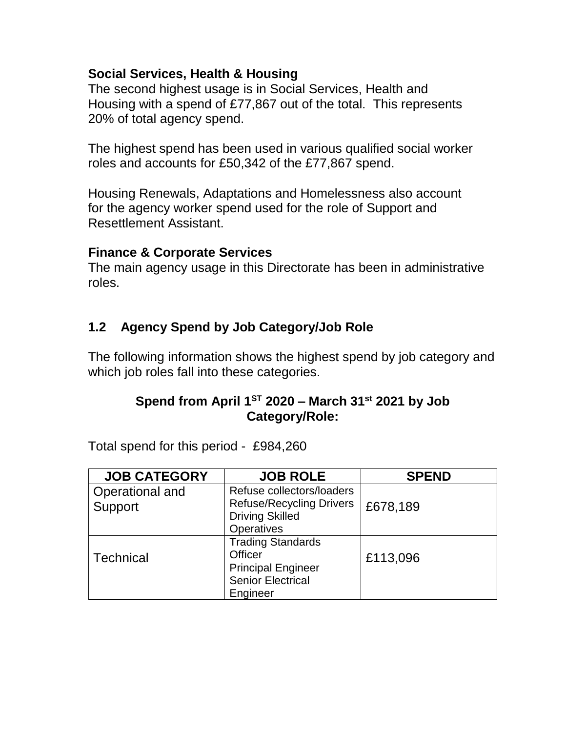### Social Services, Health & Housing

The second highest usage is in Social Services, Health and Housing with a spend of £77,867 out of the total. This represents 20% of total agency spend.

The highest spend has been used in various qualified social worker roles and accounts for £50,342 of the £77,867 spend.

Housing Renewals, Adaptations and Homelessness also account for the agency worker spend used for the role of Support and Resettlement Assistant.

### Finance & Corporate Services

The main agency usage in this Directorate has been in administrative roles.

## 1.2 Agency Spend by Job Category/Job Role

The following information shows the highest spend by job category and which job roles fall into these categories.

**Spend from April 1ST 2020 – March 31st 2021 by Job Category/Role:**

Total spend for this period - £984,260

| JOB CATEGORY | JOB ROLE | SPEND |
|---|---|---|
| Operational and Support | Refuse collectors/loaders<br>Refuse/Recycling Drivers<br>Driving Skilled Operatives | £678,189 |
| Technical | Trading Standards Officer<br>Principal Engineer<br>Senior Electrical Engineer | £113,096 |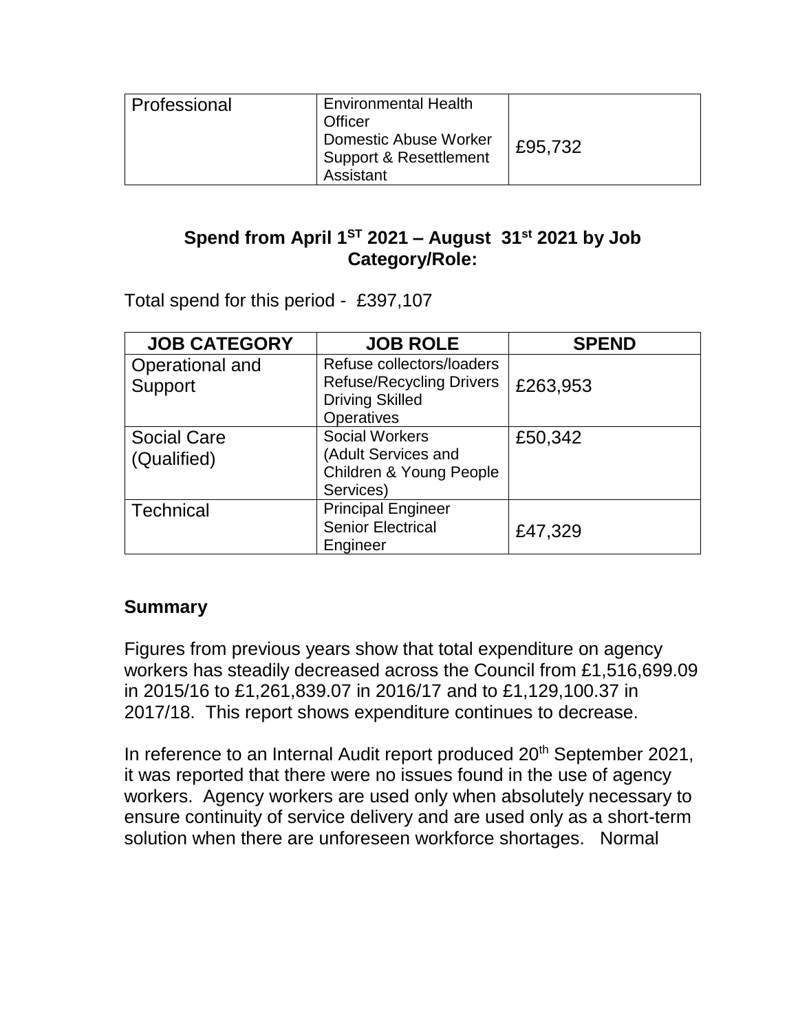| Professional | Environmental Health Officer<br>Domestic Abuse Worker<br>Support & Resettlement Assistant | £95,732 |
|---|---|---|

## Spend from April 1ST 2021 – August 31st 2021 by Job Category/Role:

Total spend for this period - £397,107

| JOB CATEGORY | JOB ROLE | SPEND |
|---|---|---|
| Operational and Support | Refuse collectors/loaders<br>Refuse/Recycling Drivers<br>Driving Skilled Operatives | £263,953 |
| Social Care (Qualified) | Social Workers (Adult Services and Children & Young People Services) | £50,342 |
| Technical | Principal Engineer<br>Senior Electrical Engineer | £47,329 |

## Summary

Figures from previous years show that total expenditure on agency workers has steadily decreased across the Council from £1,516,699.09 in 2015/16 to £1,261,839.07 in 2016/17 and to £1,129,100.37 in 2017/18. This report shows expenditure continues to decrease.

In reference to an Internal Audit report produced 20th September 2021, it was reported that there were no issues found in the use of agency workers. Agency workers are used only when absolutely necessary to ensure continuity of service delivery and are used only as a short-term solution when there are unforeseen workforce shortages. Normal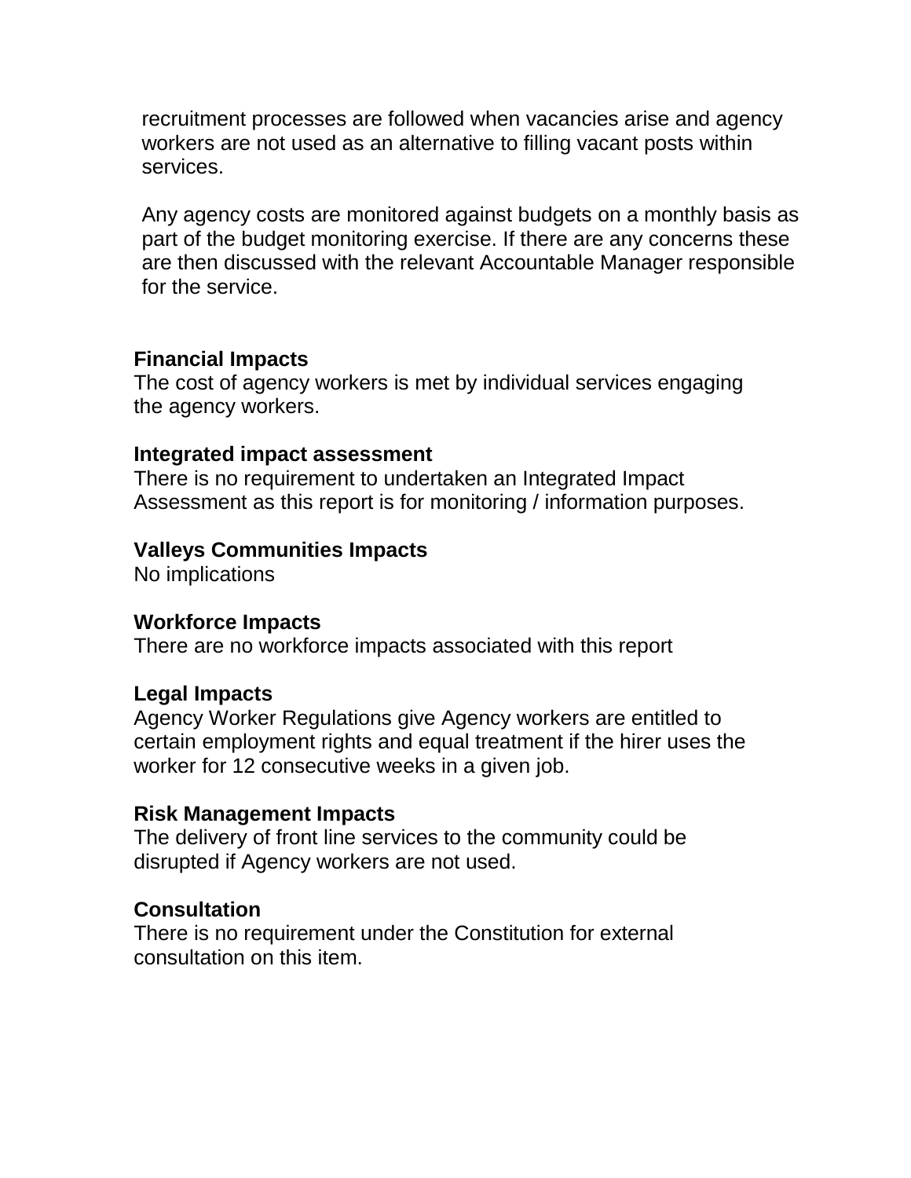recruitment processes are followed when vacancies arise and agency workers are not used as an alternative to filling vacant posts within services.

Any agency costs are monitored against budgets on a monthly basis as part of the budget monitoring exercise. If there are any concerns these are then discussed with the relevant Accountable Manager responsible for the service.

**Financial Impacts**
The cost of agency workers is met by individual services engaging the agency workers.

**Integrated impact assessment**
There is no requirement to undertaken an Integrated Impact Assessment as this report is for monitoring / information purposes.

**Valleys Communities Impacts**
No implications

**Workforce Impacts**
There are no workforce impacts associated with this report

**Legal Impacts**
Agency Worker Regulations give Agency workers are entitled to certain employment rights and equal treatment if the hirer uses the worker for 12 consecutive weeks in a given job.

**Risk Management Impacts**
The delivery of front line services to the community could be disrupted if Agency workers are not used.

**Consultation**
There is no requirement under the Constitution for external consultation on this item.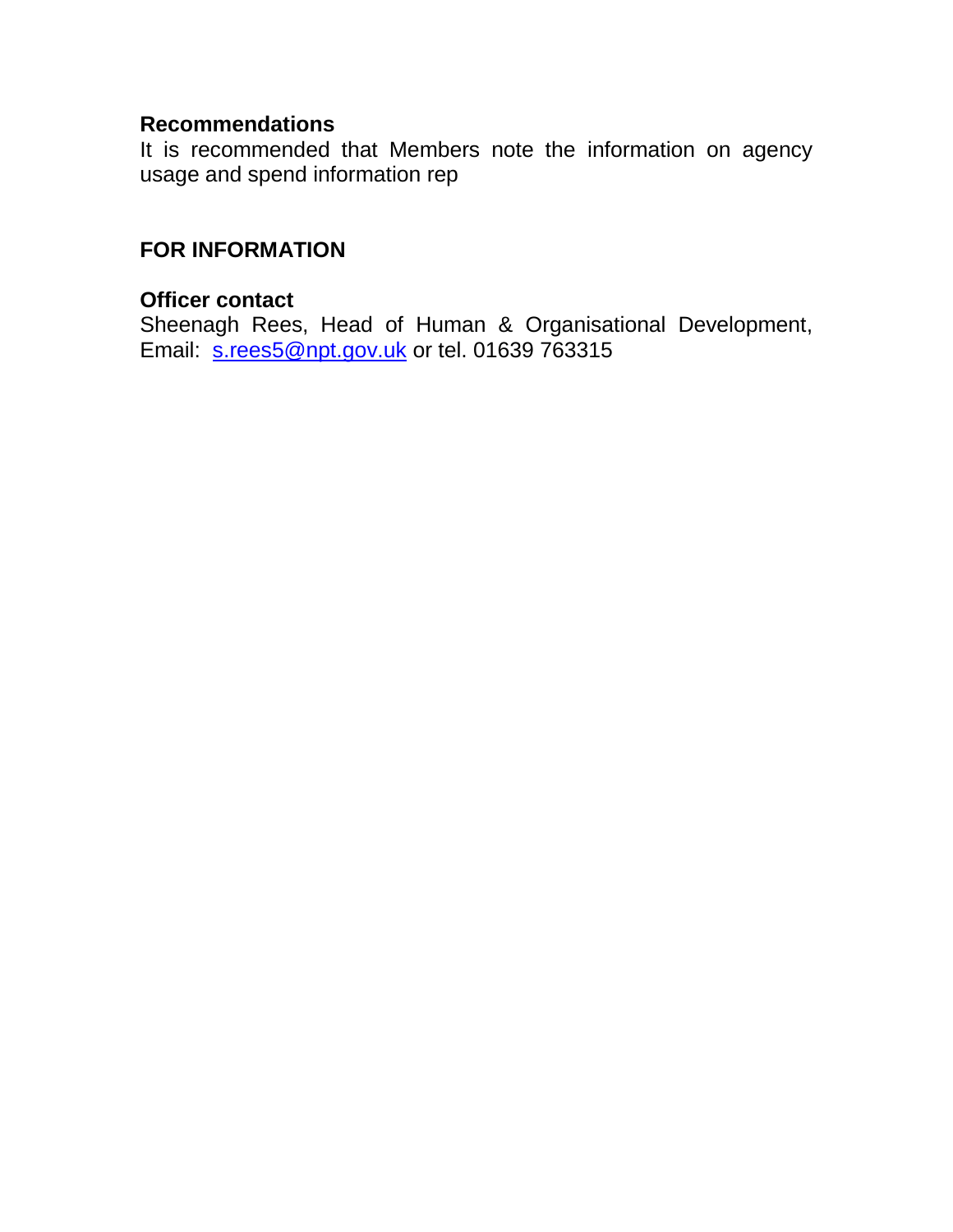**Recommendations**

It is recommended that Members note the information on agency usage and spend information rep

**FOR INFORMATION**

**Officer contact**

Sheenagh Rees, Head of Human & Organisational Development, Email: s.rees5@npt.gov.uk or tel. 01639 763315